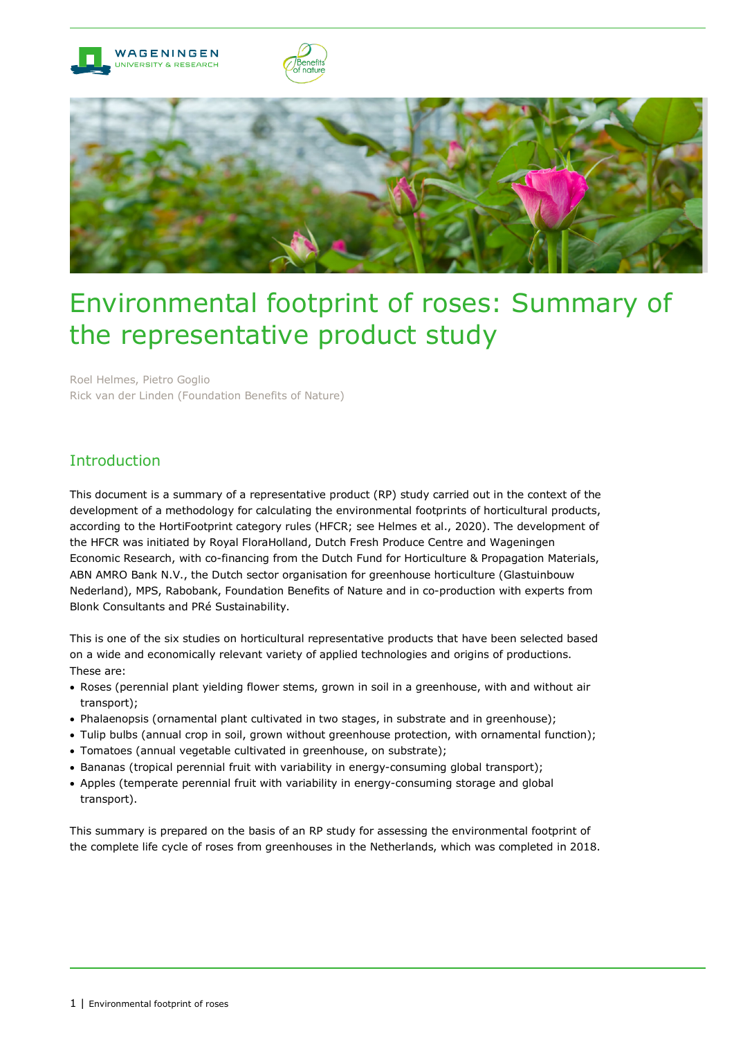# Environmental footprint of roses: Summary of the representative product study

Roel Helmes, Pietro Goglio
Rick van der Linden (Foundation Benefits of Nature)

## Introduction

This document is a summary of a representative product (RP) study carried out in the context of the development of a methodology for calculating the environmental footprints of horticultural products, according to the HortiFootprint category rules (HFCR; see Helmes et al., 2020). The development of the HFCR was initiated by Royal FloraHolland, Dutch Fresh Produce Centre and Wageningen Economic Research, with co-financing from the Dutch Fund for Horticulture & Propagation Materials, ABN AMRO Bank N.V., the Dutch sector organisation for greenhouse horticulture (Glastuinbouw Nederland), MPS, Rabobank, Foundation Benefits of Nature and in co-production with experts from Blonk Consultants and PRé Sustainability.

This is one of the six studies on horticultural representative products that have been selected based on a wide and economically relevant variety of applied technologies and origins of productions. These are:

- Roses (perennial plant yielding flower stems, grown in soil in a greenhouse, with and without air transport);
- Phalaenopsis (ornamental plant cultivated in two stages, in substrate and in greenhouse);
- Tulip bulbs (annual crop in soil, grown without greenhouse protection, with ornamental function);
- Tomatoes (annual vegetable cultivated in greenhouse, on substrate);
- Bananas (tropical perennial fruit with variability in energy-consuming global transport);
- Apples (temperate perennial fruit with variability in energy-consuming storage and global transport).

This summary is prepared on the basis of an RP study for assessing the environmental footprint of the complete life cycle of roses from greenhouses in the Netherlands, which was completed in 2018.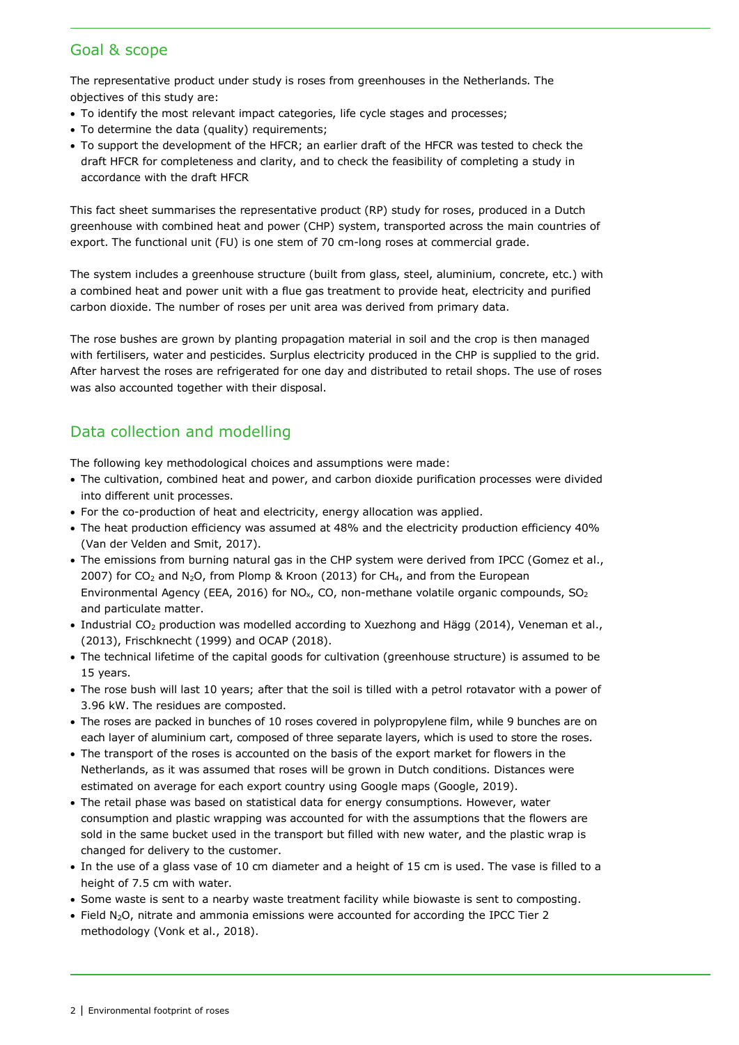## Goal & scope

The representative product under study is roses from greenhouses in the Netherlands. The objectives of this study are:

- To identify the most relevant impact categories, life cycle stages and processes;
- To determine the data (quality) requirements;
- To support the development of the HFCR; an earlier draft of the HFCR was tested to check the draft HFCR for completeness and clarity, and to check the feasibility of completing a study in accordance with the draft HFCR

This fact sheet summarises the representative product (RP) study for roses, produced in a Dutch greenhouse with combined heat and power (CHP) system, transported across the main countries of export. The functional unit (FU) is one stem of 70 cm-long roses at commercial grade.

The system includes a greenhouse structure (built from glass, steel, aluminium, concrete, etc.) with a combined heat and power unit with a flue gas treatment to provide heat, electricity and purified carbon dioxide. The number of roses per unit area was derived from primary data.

The rose bushes are grown by planting propagation material in soil and the crop is then managed with fertilisers, water and pesticides. Surplus electricity produced in the CHP is supplied to the grid. After harvest the roses are refrigerated for one day and distributed to retail shops. The use of roses was also accounted together with their disposal.

## Data collection and modelling

The following key methodological choices and assumptions were made:

- The cultivation, combined heat and power, and carbon dioxide purification processes were divided into different unit processes.
- For the co-production of heat and electricity, energy allocation was applied.
- The heat production efficiency was assumed at 48% and the electricity production efficiency 40% (Van der Velden and Smit, 2017).
- The emissions from burning natural gas in the CHP system were derived from IPCC (Gomez et al., 2007) for $CO_2$ and $N_2O$, from Plomp & Kroon (2013) for $CH_4$, and from the European Environmental Agency (EEA, 2016) for $NO_x$, CO, non-methane volatile organic compounds, $SO_2$ and particulate matter.
- Industrial $CO_2$ production was modelled according to Xuezhong and Hägg (2014), Veneman et al., (2013), Frischknecht (1999) and OCAP (2018).
- The technical lifetime of the capital goods for cultivation (greenhouse structure) is assumed to be 15 years.
- The rose bush will last 10 years; after that the soil is tilled with a petrol rotavator with a power of 3.96 kW. The residues are composted.
- The roses are packed in bunches of 10 roses covered in polypropylene film, while 9 bunches are on each layer of aluminium cart, composed of three separate layers, which is used to store the roses.
- The transport of the roses is accounted on the basis of the export market for flowers in the Netherlands, as it was assumed that roses will be grown in Dutch conditions. Distances were estimated on average for each export country using Google maps (Google, 2019).
- The retail phase was based on statistical data for energy consumptions. However, water consumption and plastic wrapping was accounted for with the assumptions that the flowers are sold in the same bucket used in the transport but filled with new water, and the plastic wrap is changed for delivery to the customer.
- In the use of a glass vase of 10 cm diameter and a height of 15 cm is used. The vase is filled to a height of 7.5 cm with water.
- Some waste is sent to a nearby waste treatment facility while biowaste is sent to composting.
- Field $N_2O$, nitrate and ammonia emissions were accounted for according the IPCC Tier 2 methodology (Vonk et al., 2018).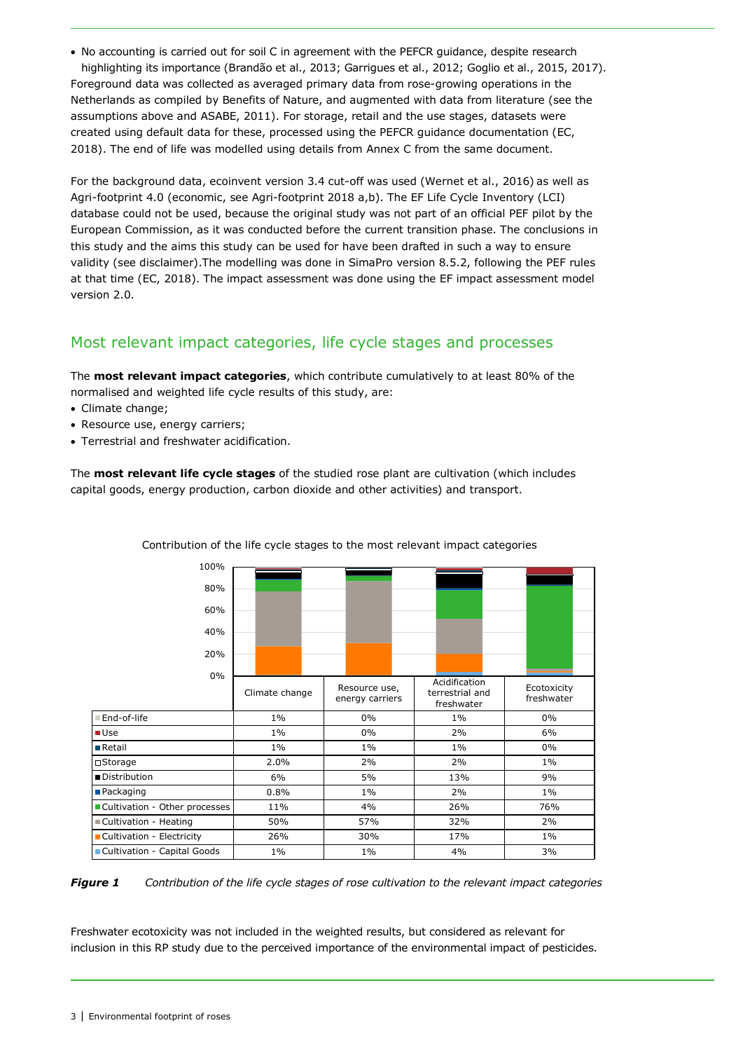- No accounting is carried out for soil C in agreement with the PEFCR guidance, despite research highlighting its importance (Brandão et al., 2013; Garrigues et al., 2012; Goglio et al., 2015, 2017).

Foreground data was collected as averaged primary data from rose-growing operations in the Netherlands as compiled by Benefits of Nature, and augmented with data from literature (see the assumptions above and ASABE, 2011). For storage, retail and the use stages, datasets were created using default data for these, processed using the PEFCR guidance documentation (EC, 2018). The end of life was modelled using details from Annex C from the same document.

For the background data, ecoinvent version 3.4 cut-off was used (Wernet et al., 2016) as well as Agri-footprint 4.0 (economic, see Agri-footprint 2018 a,b). The EF Life Cycle Inventory (LCI) database could not be used, because the original study was not part of an official PEF pilot by the European Commission, as it was conducted before the current transition phase. The conclusions in this study and the aims this study can be used for have been drafted in such a way to ensure validity (see disclaimer).The modelling was done in SimaPro version 8.5.2, following the PEF rules at that time (EC, 2018). The impact assessment was done using the EF impact assessment model version 2.0.

## Most relevant impact categories, life cycle stages and processes

The **most relevant impact categories**, which contribute cumulatively to at least 80% of the normalised and weighted life cycle results of this study, are:

- Climate change;
- Resource use, energy carriers;
- Terrestrial and freshwater acidification.

The **most relevant life cycle stages** of the studied rose plant are cultivation (which includes capital goods, energy production, carbon dioxide and other activities) and transport.

Contribution of the life cycle stages to the most relevant impact categories

| | Climate change | Resource use, energy carriers | Acidification terrestrial and freshwater | Ecotoxicity freshwater |
|---|---|---|---|---|
| End-of-life | 1% | 0% | 1% | 0% |
| Use | 1% | 0% | 2% | 6% |
| Retail | 1% | 1% | 1% | 0% |
| Storage | 2.0% | 2% | 2% | 1% |
| Distribution | 6% | 5% | 13% | 9% |
| Packaging | 0.8% | 1% | 2% | 1% |
| Cultivation - Other processes | 11% | 4% | 26% | 76% |
| Cultivation - Heating | 50% | 57% | 32% | 2% |
| Cultivation - Electricity | 26% | 30% | 17% | 1% |
| Cultivation - Capital Goods | 1% | 1% | 4% | 3% |

***Figure 1*** *Contribution of the life cycle stages of rose cultivation to the relevant impact categories*

Freshwater ecotoxicity was not included in the weighted results, but considered as relevant for inclusion in this RP study due to the perceived importance of the environmental impact of pesticides.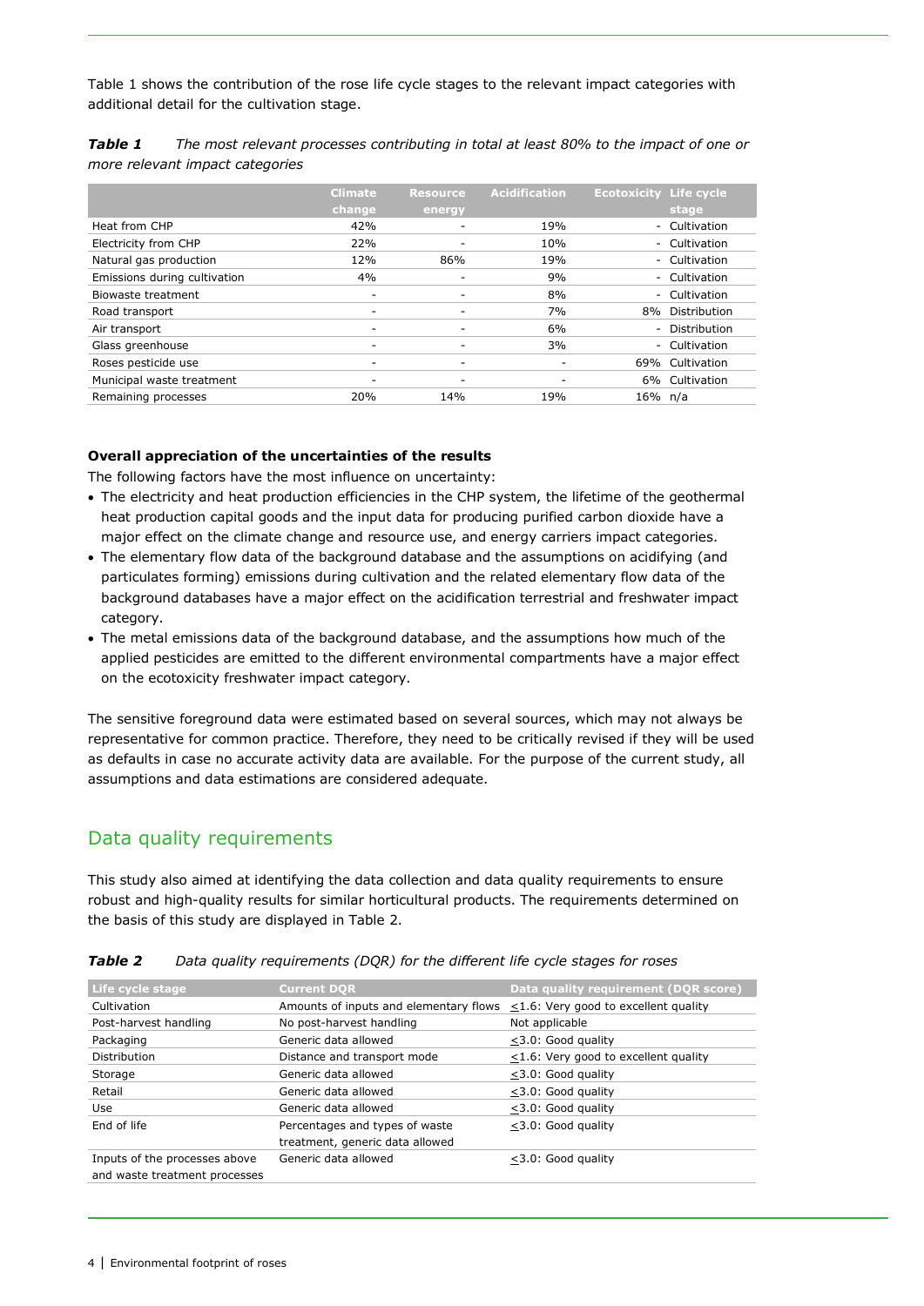Table 1 shows the contribution of the rose life cycle stages to the relevant impact categories with additional detail for the cultivation stage.

***Table 1*** *The most relevant processes contributing in total at least 80% to the impact of one or more relevant impact categories*

| | Climate change | Resource energy | Acidification | Ecotoxicity | Life cycle stage |
|---|---|---|---|---|---|
| Heat from CHP | 42% | - | 19% | - | Cultivation |
| Electricity from CHP | 22% | - | 10% | - | Cultivation |
| Natural gas production | 12% | 86% | 19% | - | Cultivation |
| Emissions during cultivation | 4% | - | 9% | - | Cultivation |
| Biowaste treatment | - | - | 8% | - | Cultivation |
| Road transport | - | - | 7% | 8% | Distribution |
| Air transport | - | - | 6% | - | Distribution |
| Glass greenhouse | - | - | 3% | - | Cultivation |
| Roses pesticide use | - | - | - | 69% | Cultivation |
| Municipal waste treatment | - | - | - | 6% | Cultivation |
| Remaining processes | 20% | 14% | 19% | 16% | n/a |

**Overall appreciation of the uncertainties of the results**

The following factors have the most influence on uncertainty:

- The electricity and heat production efficiencies in the CHP system, the lifetime of the geothermal heat production capital goods and the input data for producing purified carbon dioxide have a major effect on the climate change and resource use, and energy carriers impact categories.
- The elementary flow data of the background database and the assumptions on acidifying (and particulates forming) emissions during cultivation and the related elementary flow data of the background databases have a major effect on the acidification terrestrial and freshwater impact category.
- The metal emissions data of the background database, and the assumptions how much of the applied pesticides are emitted to the different environmental compartments have a major effect on the ecotoxicity freshwater impact category.

The sensitive foreground data were estimated based on several sources, which may not always be representative for common practice. Therefore, they need to be critically revised if they will be used as defaults in case no accurate activity data are available. For the purpose of the current study, all assumptions and data estimations are considered adequate.

## Data quality requirements

This study also aimed at identifying the data collection and data quality requirements to ensure robust and high-quality results for similar horticultural products. The requirements determined on the basis of this study are displayed in Table 2.

***Table 2*** *Data quality requirements (DQR) for the different life cycle stages for roses*

| Life cycle stage | Current DQR | Data quality requirement (DQR score) |
|---|---|---|
| Cultivation | Amounts of inputs and elementary flows | ≤1.6: Very good to excellent quality |
| Post-harvest handling | No post-harvest handling | Not applicable |
| Packaging | Generic data allowed | ≤3.0: Good quality |
| Distribution | Distance and transport mode | ≤1.6: Very good to excellent quality |
| Storage | Generic data allowed | ≤3.0: Good quality |
| Retail | Generic data allowed | ≤3.0: Good quality |
| Use | Generic data allowed | ≤3.0: Good quality |
| End of life | Percentages and types of waste treatment, generic data allowed | ≤3.0: Good quality |
| Inputs of the processes above and waste treatment processes | Generic data allowed | ≤3.0: Good quality |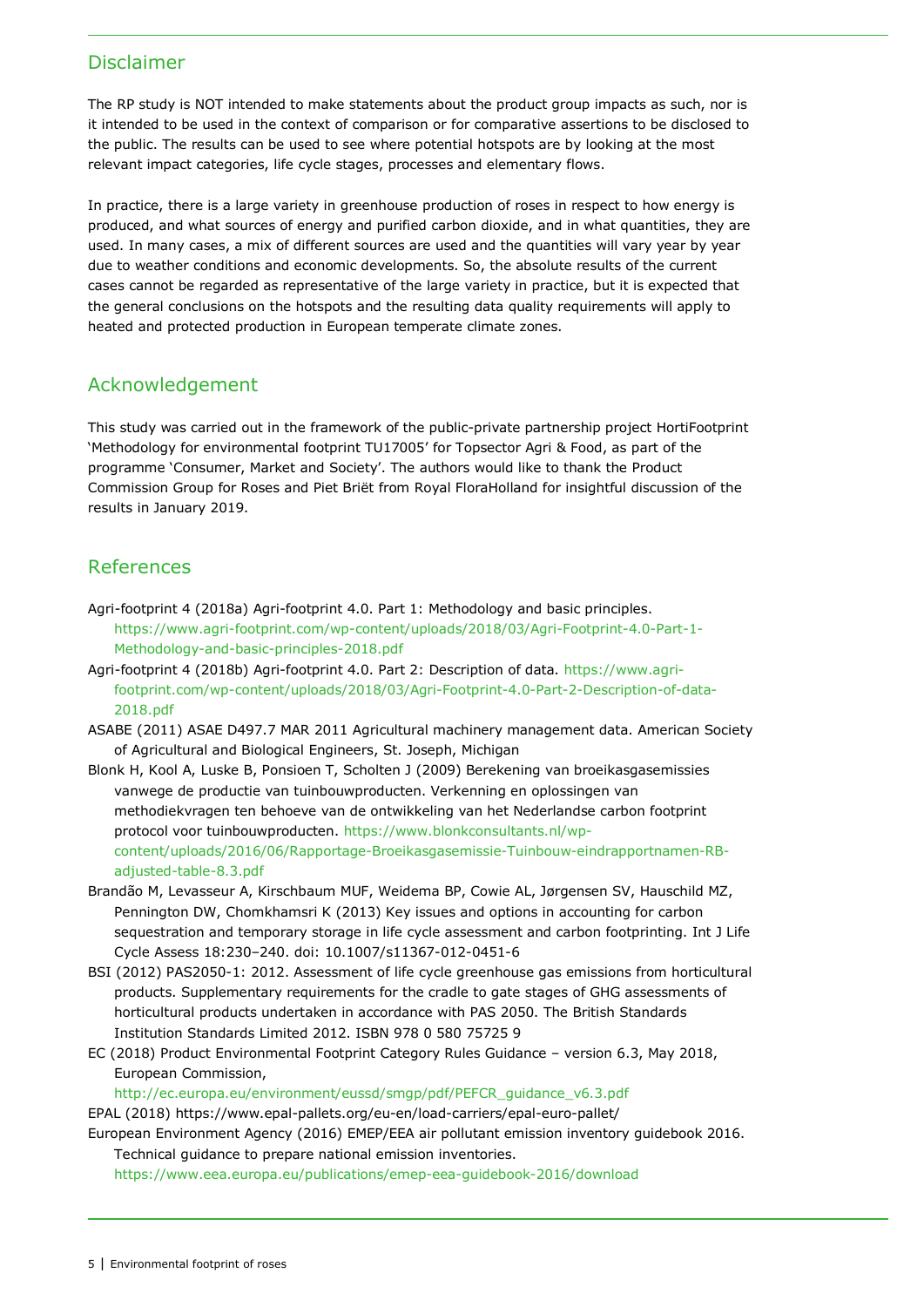## Disclaimer

The RP study is NOT intended to make statements about the product group impacts as such, nor is it intended to be used in the context of comparison or for comparative assertions to be disclosed to the public. The results can be used to see where potential hotspots are by looking at the most relevant impact categories, life cycle stages, processes and elementary flows.

In practice, there is a large variety in greenhouse production of roses in respect to how energy is produced, and what sources of energy and purified carbon dioxide, and in what quantities, they are used. In many cases, a mix of different sources are used and the quantities will vary year by year due to weather conditions and economic developments. So, the absolute results of the current cases cannot be regarded as representative of the large variety in practice, but it is expected that the general conclusions on the hotspots and the resulting data quality requirements will apply to heated and protected production in European temperate climate zones.

## Acknowledgement

This study was carried out in the framework of the public-private partnership project HortiFootprint 'Methodology for environmental footprint TU17005' for Topsector Agri & Food, as part of the programme 'Consumer, Market and Society'. The authors would like to thank the Product Commission Group for Roses and Piet Briët from Royal FloraHolland for insightful discussion of the results in January 2019.

## References

Agri-footprint 4 (2018a) Agri-footprint 4.0. Part 1: Methodology and basic principles. https://www.agri-footprint.com/wp-content/uploads/2018/03/Agri-Footprint-4.0-Part-1-Methodology-and-basic-principles-2018.pdf

Agri-footprint 4 (2018b) Agri-footprint 4.0. Part 2: Description of data. https://www.agri-footprint.com/wp-content/uploads/2018/03/Agri-Footprint-4.0-Part-2-Description-of-data-2018.pdf

ASABE (2011) ASAE D497.7 MAR 2011 Agricultural machinery management data. American Society of Agricultural and Biological Engineers, St. Joseph, Michigan

Blonk H, Kool A, Luske B, Ponsioen T, Scholten J (2009) Berekening van broeikasgasemissies vanwege de productie van tuinbouwproducten. Verkenning en oplossingen van methodiekvragen ten behoeve van de ontwikkeling van het Nederlandse carbon footprint protocol voor tuinbouwproducten. https://www.blonkconsultants.nl/wp-content/uploads/2016/06/Rapportage-Broeikasgasemissie-Tuinbouw-eindrapportnamen-RB-adjusted-table-8.3.pdf

Brandão M, Levasseur A, Kirschbaum MUF, Weidema BP, Cowie AL, Jørgensen SV, Hauschild MZ, Pennington DW, Chomkhamsri K (2013) Key issues and options in accounting for carbon sequestration and temporary storage in life cycle assessment and carbon footprinting. Int J Life Cycle Assess 18:230–240. doi: 10.1007/s11367-012-0451-6

BSI (2012) PAS2050-1: 2012. Assessment of life cycle greenhouse gas emissions from horticultural products. Supplementary requirements for the cradle to gate stages of GHG assessments of horticultural products undertaken in accordance with PAS 2050. The British Standards Institution Standards Limited 2012. ISBN 978 0 580 75725 9

EC (2018) Product Environmental Footprint Category Rules Guidance – version 6.3, May 2018, European Commission, http://ec.europa.eu/environment/eussd/smgp/pdf/PEFCR_guidance_v6.3.pdf

EPAL (2018) https://www.epal-pallets.org/eu-en/load-carriers/epal-euro-pallet/

European Environment Agency (2016) EMEP/EEA air pollutant emission inventory guidebook 2016. Technical guidance to prepare national emission inventories. https://www.eea.europa.eu/publications/emep-eea-guidebook-2016/download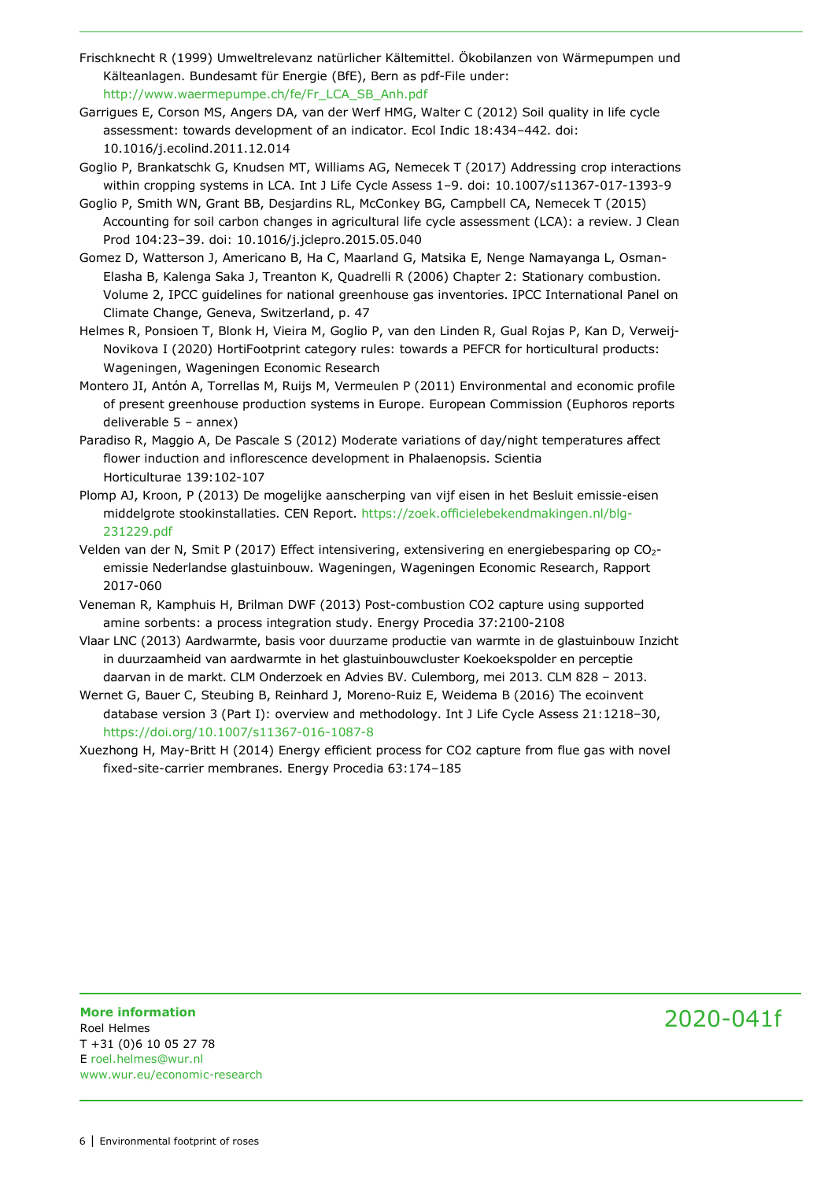Frischknecht R (1999) Umweltrelevanz natürlicher Kältemittel. Ökobilanzen von Wärmepumpen und Kälteanlagen. Bundesamt für Energie (BfE), Bern as pdf-File under: http://www.waermepumpe.ch/fe/Fr_LCA_SB_Anh.pdf

Garrigues E, Corson MS, Angers DA, van der Werf HMG, Walter C (2012) Soil quality in life cycle assessment: towards development of an indicator. Ecol Indic 18:434–442. doi: 10.1016/j.ecolind.2011.12.014

Goglio P, Brankatschk G, Knudsen MT, Williams AG, Nemecek T (2017) Addressing crop interactions within cropping systems in LCA. Int J Life Cycle Assess 1–9. doi: 10.1007/s11367-017-1393-9

Goglio P, Smith WN, Grant BB, Desjardins RL, McConkey BG, Campbell CA, Nemecek T (2015) Accounting for soil carbon changes in agricultural life cycle assessment (LCA): a review. J Clean Prod 104:23–39. doi: 10.1016/j.jclepro.2015.05.040

Gomez D, Watterson J, Americano B, Ha C, Maarland G, Matsika E, Nenge Namayanga L, Osman-Elasha B, Kalenga Saka J, Treanton K, Quadrelli R (2006) Chapter 2: Stationary combustion. Volume 2, IPCC guidelines for national greenhouse gas inventories. IPCC International Panel on Climate Change, Geneva, Switzerland, p. 47

Helmes R, Ponsioen T, Blonk H, Vieira M, Goglio P, van den Linden R, Gual Rojas P, Kan D, Verweij-Novikova I (2020) HortiFootprint category rules: towards a PEFCR for horticultural products: Wageningen, Wageningen Economic Research

Montero JI, Antón A, Torrellas M, Ruijs M, Vermeulen P (2011) Environmental and economic profile of present greenhouse production systems in Europe. European Commission (Euphoros reports deliverable 5 – annex)

Paradiso R, Maggio A, De Pascale S (2012) Moderate variations of day/night temperatures affect flower induction and inflorescence development in Phalaenopsis. Scientia Horticulturae 139:102-107

Plomp AJ, Kroon, P (2013) De mogelijke aanscherping van vijf eisen in het Besluit emissie-eisen middelgrote stookinstallaties. CEN Report. https://zoek.officielebekendmakingen.nl/blg-231229.pdf

Velden van der N, Smit P (2017) Effect intensivering, extensivering en energiebesparing op $CO_2$-emissie Nederlandse glastuinbouw. Wageningen, Wageningen Economic Research, Rapport 2017-060

Veneman R, Kamphuis H, Brilman DWF (2013) Post-combustion CO2 capture using supported amine sorbents: a process integration study. Energy Procedia 37:2100-2108

Vlaar LNC (2013) Aardwarmte, basis voor duurzame productie van warmte in de glastuinbouw Inzicht in duurzaamheid van aardwarmte in het glastuinbouwcluster Koekoekspolder en perceptie daarvan in de markt. CLM Onderzoek en Advies BV. Culemborg, mei 2013. CLM 828 – 2013.

Wernet G, Bauer C, Steubing B, Reinhard J, Moreno-Ruiz E, Weidema B (2016) The ecoinvent database version 3 (Part I): overview and methodology. Int J Life Cycle Assess 21:1218–30, https://doi.org/10.1007/s11367-016-1087-8

Xuezhong H, May-Britt H (2014) Energy efficient process for CO2 capture from flue gas with novel fixed-site-carrier membranes. Energy Procedia 63:174–185

**More information**
Roel Helmes
T +31 (0)6 10 05 27 78
E roel.helmes@wur.nl
www.wur.eu/economic-research

2020-041f